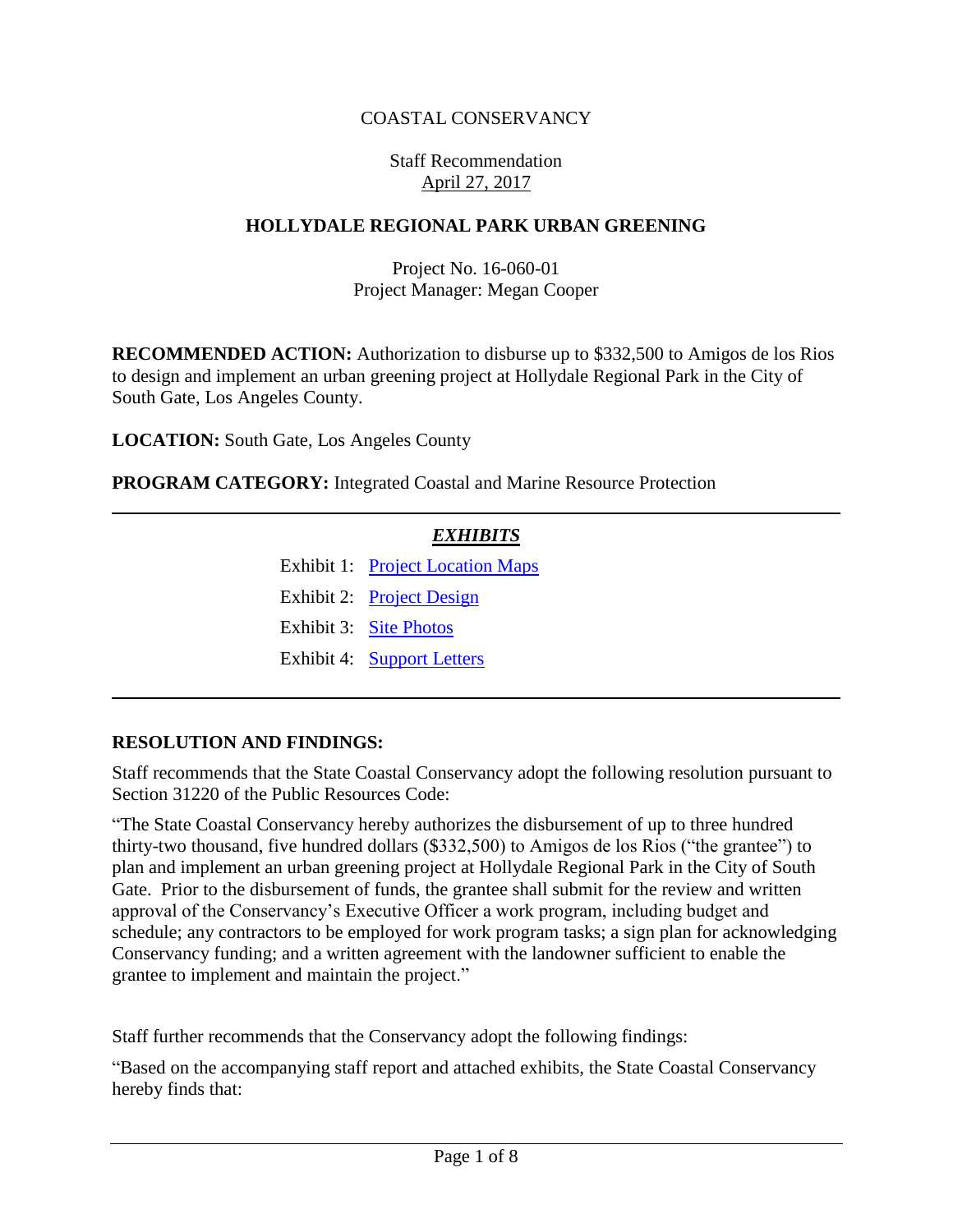COASTAL CONSERVANCY

Staff Recommendation
April 27, 2017

# HOLLYDALE REGIONAL PARK URBAN GREENING

Project No. 16-060-01
Project Manager: Megan Cooper

**RECOMMENDED ACTION:** Authorization to disburse up to $332,500 to Amigos de los Rios to design and implement an urban greening project at Hollydale Regional Park in the City of South Gate, Los Angeles County.

**LOCATION:** South Gate, Los Angeles County

**PROGRAM CATEGORY:** Integrated Coastal and Marine Resource Protection

---

***EXHIBITS***

Exhibit 1: Project Location Maps

Exhibit 2: Project Design

Exhibit 3: Site Photos

Exhibit 4: Support Letters

---

## RESOLUTION AND FINDINGS:

Staff recommends that the State Coastal Conservancy adopt the following resolution pursuant to Section 31220 of the Public Resources Code:

"The State Coastal Conservancy hereby authorizes the disbursement of up to three hundred thirty-two thousand, five hundred dollars ($332,500) to Amigos de los Rios ("the grantee") to plan and implement an urban greening project at Hollydale Regional Park in the City of South Gate. Prior to the disbursement of funds, the grantee shall submit for the review and written approval of the Conservancy's Executive Officer a work program, including budget and schedule; any contractors to be employed for work program tasks; a sign plan for acknowledging Conservancy funding; and a written agreement with the landowner sufficient to enable the grantee to implement and maintain the project."

Staff further recommends that the Conservancy adopt the following findings:

"Based on the accompanying staff report and attached exhibits, the State Coastal Conservancy hereby finds that: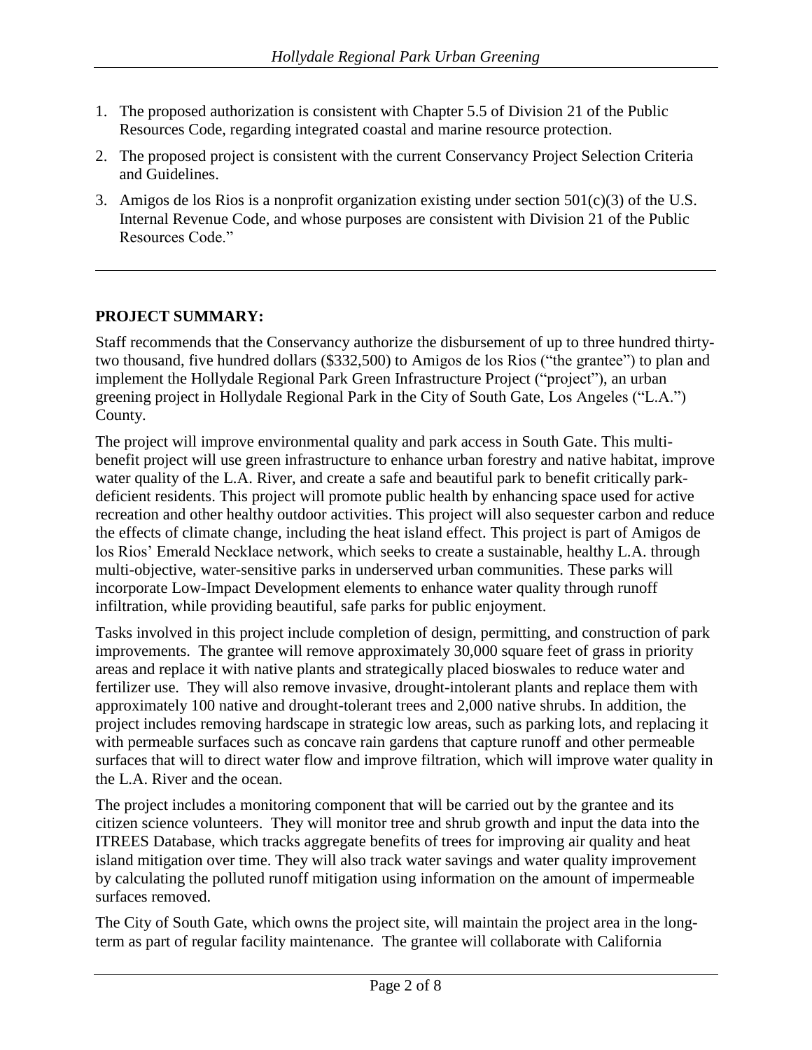1. The proposed authorization is consistent with Chapter 5.5 of Division 21 of the Public Resources Code, regarding integrated coastal and marine resource protection.
2. The proposed project is consistent with the current Conservancy Project Selection Criteria and Guidelines.
3. Amigos de los Rios is a nonprofit organization existing under section 501(c)(3) of the U.S. Internal Revenue Code, and whose purposes are consistent with Division 21 of the Public Resources Code."

---

**PROJECT SUMMARY:**

Staff recommends that the Conservancy authorize the disbursement of up to three hundred thirty-two thousand, five hundred dollars ($332,500) to Amigos de los Rios ("the grantee") to plan and implement the Hollydale Regional Park Green Infrastructure Project ("project"), an urban greening project in Hollydale Regional Park in the City of South Gate, Los Angeles ("L.A.") County.

The project will improve environmental quality and park access in South Gate. This multi-benefit project will use green infrastructure to enhance urban forestry and native habitat, improve water quality of the L.A. River, and create a safe and beautiful park to benefit critically park-deficient residents. This project will promote public health by enhancing space used for active recreation and other healthy outdoor activities. This project will also sequester carbon and reduce the effects of climate change, including the heat island effect. This project is part of Amigos de los Rios' Emerald Necklace network, which seeks to create a sustainable, healthy L.A. through multi-objective, water-sensitive parks in underserved urban communities. These parks will incorporate Low-Impact Development elements to enhance water quality through runoff infiltration, while providing beautiful, safe parks for public enjoyment.

Tasks involved in this project include completion of design, permitting, and construction of park improvements. The grantee will remove approximately 30,000 square feet of grass in priority areas and replace it with native plants and strategically placed bioswales to reduce water and fertilizer use. They will also remove invasive, drought-intolerant plants and replace them with approximately 100 native and drought-tolerant trees and 2,000 native shrubs. In addition, the project includes removing hardscape in strategic low areas, such as parking lots, and replacing it with permeable surfaces such as concave rain gardens that capture runoff and other permeable surfaces that will to direct water flow and improve filtration, which will improve water quality in the L.A. River and the ocean.

The project includes a monitoring component that will be carried out by the grantee and its citizen science volunteers. They will monitor tree and shrub growth and input the data into the ITREES Database, which tracks aggregate benefits of trees for improving air quality and heat island mitigation over time. They will also track water savings and water quality improvement by calculating the polluted runoff mitigation using information on the amount of impermeable surfaces removed.

The City of South Gate, which owns the project site, will maintain the project area in the long-term as part of regular facility maintenance. The grantee will collaborate with California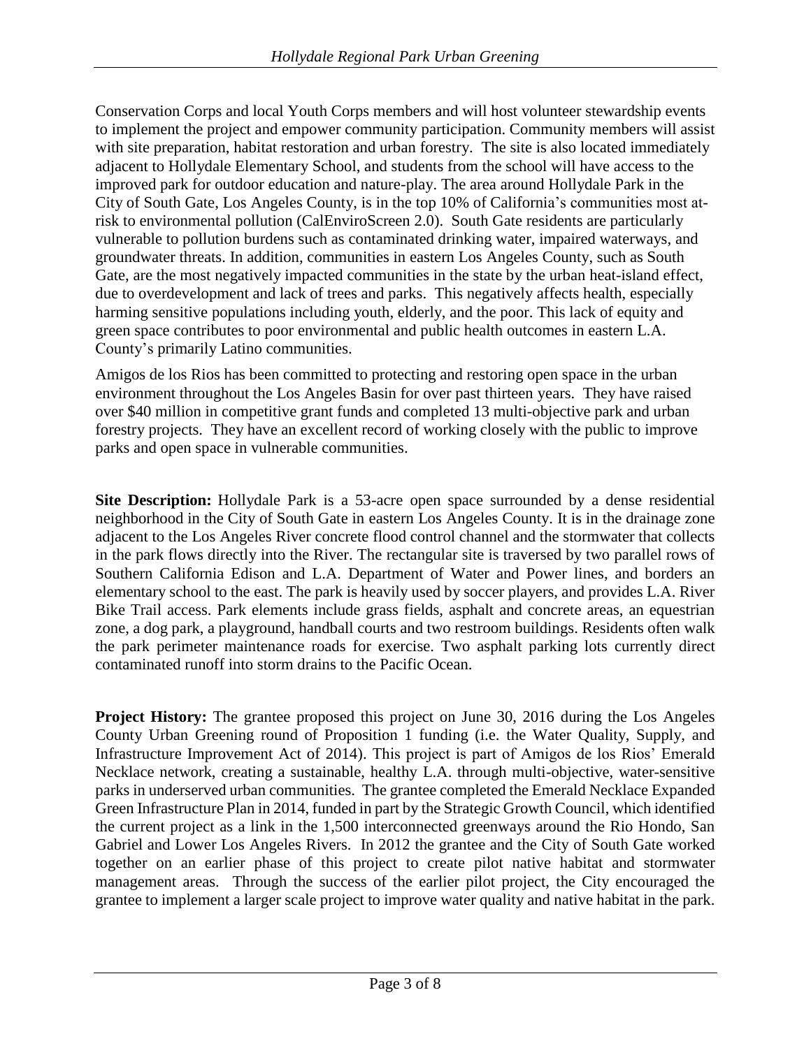Conservation Corps and local Youth Corps members and will host volunteer stewardship events to implement the project and empower community participation. Community members will assist with site preparation, habitat restoration and urban forestry. The site is also located immediately adjacent to Hollydale Elementary School, and students from the school will have access to the improved park for outdoor education and nature-play. The area around Hollydale Park in the City of South Gate, Los Angeles County, is in the top 10% of California's communities most at-risk to environmental pollution (CalEnviroScreen 2.0). South Gate residents are particularly vulnerable to pollution burdens such as contaminated drinking water, impaired waterways, and groundwater threats. In addition, communities in eastern Los Angeles County, such as South Gate, are the most negatively impacted communities in the state by the urban heat-island effect, due to overdevelopment and lack of trees and parks. This negatively affects health, especially harming sensitive populations including youth, elderly, and the poor. This lack of equity and green space contributes to poor environmental and public health outcomes in eastern L.A. County's primarily Latino communities.

Amigos de los Rios has been committed to protecting and restoring open space in the urban environment throughout the Los Angeles Basin for over past thirteen years. They have raised over $40 million in competitive grant funds and completed 13 multi-objective park and urban forestry projects. They have an excellent record of working closely with the public to improve parks and open space in vulnerable communities.

**Site Description:** Hollydale Park is a 53-acre open space surrounded by a dense residential neighborhood in the City of South Gate in eastern Los Angeles County. It is in the drainage zone adjacent to the Los Angeles River concrete flood control channel and the stormwater that collects in the park flows directly into the River. The rectangular site is traversed by two parallel rows of Southern California Edison and L.A. Department of Water and Power lines, and borders an elementary school to the east. The park is heavily used by soccer players, and provides L.A. River Bike Trail access. Park elements include grass fields, asphalt and concrete areas, an equestrian zone, a dog park, a playground, handball courts and two restroom buildings. Residents often walk the park perimeter maintenance roads for exercise. Two asphalt parking lots currently direct contaminated runoff into storm drains to the Pacific Ocean.

**Project History:** The grantee proposed this project on June 30, 2016 during the Los Angeles County Urban Greening round of Proposition 1 funding (i.e. the Water Quality, Supply, and Infrastructure Improvement Act of 2014). This project is part of Amigos de los Rios' Emerald Necklace network, creating a sustainable, healthy L.A. through multi-objective, water-sensitive parks in underserved urban communities. The grantee completed the Emerald Necklace Expanded Green Infrastructure Plan in 2014, funded in part by the Strategic Growth Council, which identified the current project as a link in the 1,500 interconnected greenways around the Rio Hondo, San Gabriel and Lower Los Angeles Rivers. In 2012 the grantee and the City of South Gate worked together on an earlier phase of this project to create pilot native habitat and stormwater management areas. Through the success of the earlier pilot project, the City encouraged the grantee to implement a larger scale project to improve water quality and native habitat in the park.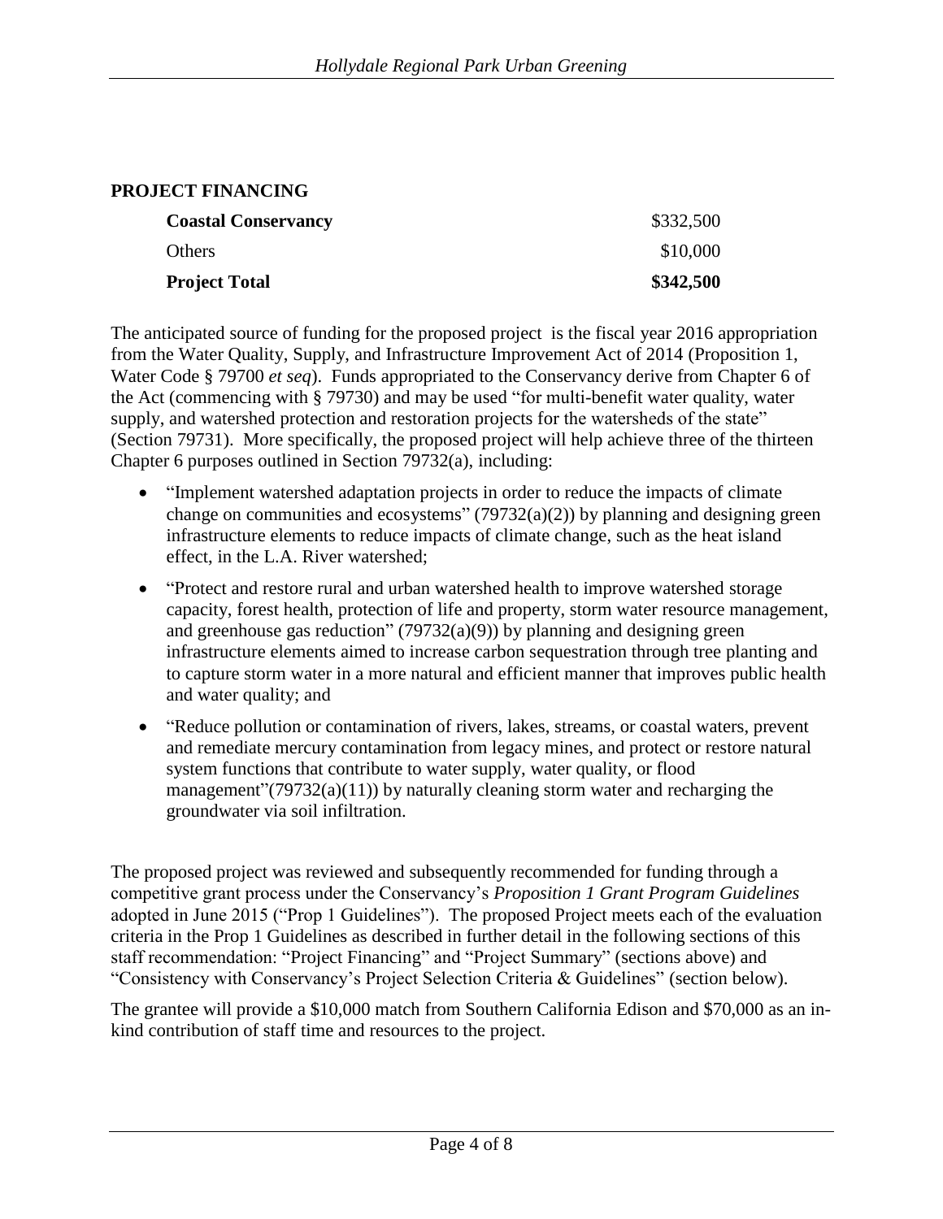## PROJECT FINANCING

| | |
|---|---|
| **Coastal Conservancy** | $332,500 |
| Others | $10,000 |
| **Project Total** | **$342,500** |

The anticipated source of funding for the proposed project is the fiscal year 2016 appropriation from the Water Quality, Supply, and Infrastructure Improvement Act of 2014 (Proposition 1, Water Code § 79700 *et seq*). Funds appropriated to the Conservancy derive from Chapter 6 of the Act (commencing with § 79730) and may be used "for multi-benefit water quality, water supply, and watershed protection and restoration projects for the watersheds of the state" (Section 79731). More specifically, the proposed project will help achieve three of the thirteen Chapter 6 purposes outlined in Section 79732(a), including:

- "Implement watershed adaptation projects in order to reduce the impacts of climate change on communities and ecosystems" (79732(a)(2)) by planning and designing green infrastructure elements to reduce impacts of climate change, such as the heat island effect, in the L.A. River watershed;
- "Protect and restore rural and urban watershed health to improve watershed storage capacity, forest health, protection of life and property, storm water resource management, and greenhouse gas reduction" (79732(a)(9)) by planning and designing green infrastructure elements aimed to increase carbon sequestration through tree planting and to capture storm water in a more natural and efficient manner that improves public health and water quality; and
- "Reduce pollution or contamination of rivers, lakes, streams, or coastal waters, prevent and remediate mercury contamination from legacy mines, and protect or restore natural system functions that contribute to water supply, water quality, or flood management"(79732(a)(11)) by naturally cleaning storm water and recharging the groundwater via soil infiltration.

The proposed project was reviewed and subsequently recommended for funding through a competitive grant process under the Conservancy's *Proposition 1 Grant Program Guidelines* adopted in June 2015 ("Prop 1 Guidelines"). The proposed Project meets each of the evaluation criteria in the Prop 1 Guidelines as described in further detail in the following sections of this staff recommendation: "Project Financing" and "Project Summary" (sections above) and "Consistency with Conservancy's Project Selection Criteria & Guidelines" (section below).

The grantee will provide a $10,000 match from Southern California Edison and $70,000 as an in-kind contribution of staff time and resources to the project.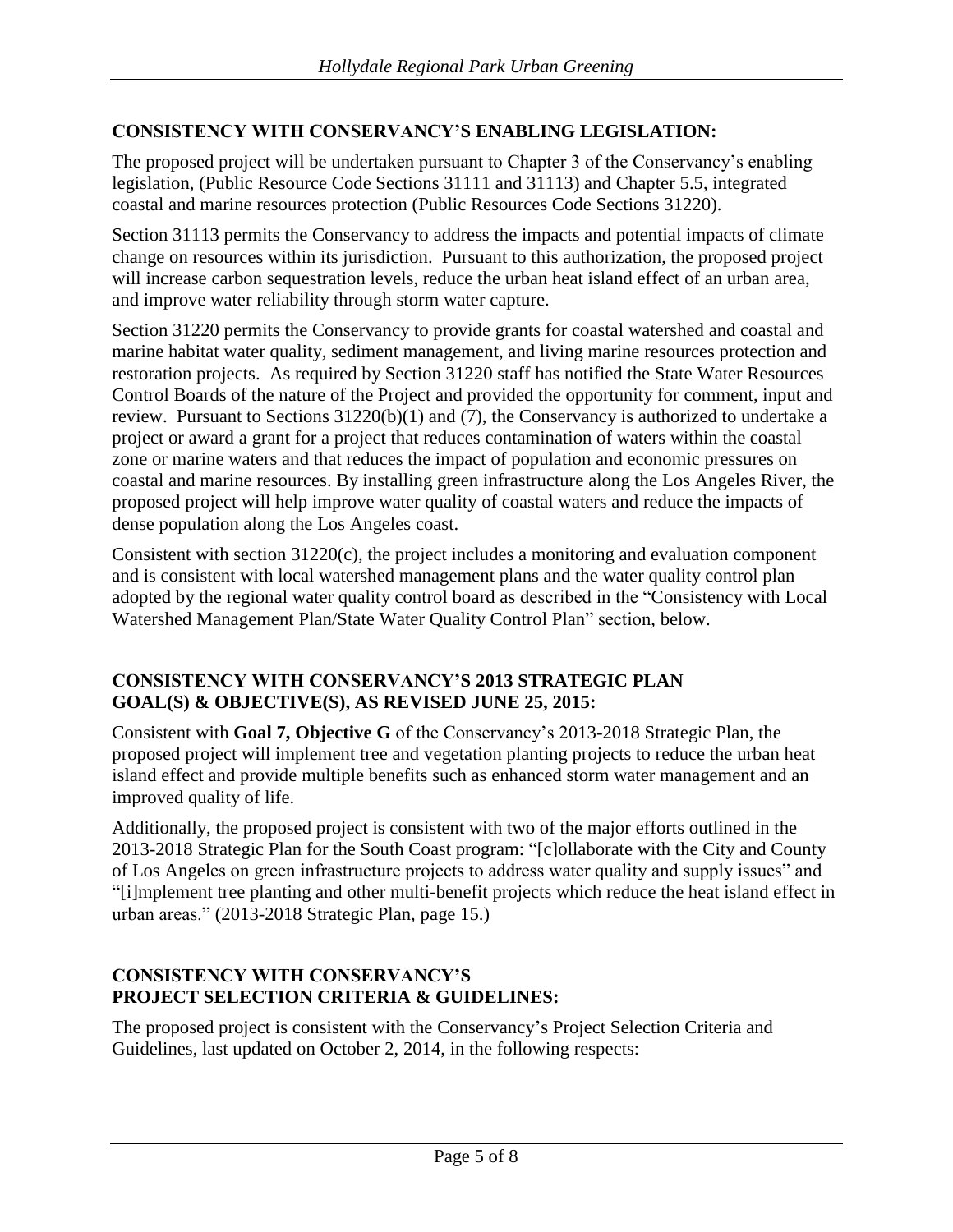## CONSISTENCY WITH CONSERVANCY'S ENABLING LEGISLATION:

The proposed project will be undertaken pursuant to Chapter 3 of the Conservancy's enabling legislation, (Public Resource Code Sections 31111 and 31113) and Chapter 5.5, integrated coastal and marine resources protection (Public Resources Code Sections 31220).

Section 31113 permits the Conservancy to address the impacts and potential impacts of climate change on resources within its jurisdiction. Pursuant to this authorization, the proposed project will increase carbon sequestration levels, reduce the urban heat island effect of an urban area, and improve water reliability through storm water capture.

Section 31220 permits the Conservancy to provide grants for coastal watershed and coastal and marine habitat water quality, sediment management, and living marine resources protection and restoration projects. As required by Section 31220 staff has notified the State Water Resources Control Boards of the nature of the Project and provided the opportunity for comment, input and review. Pursuant to Sections 31220(b)(1) and (7), the Conservancy is authorized to undertake a project or award a grant for a project that reduces contamination of waters within the coastal zone or marine waters and that reduces the impact of population and economic pressures on coastal and marine resources. By installing green infrastructure along the Los Angeles River, the proposed project will help improve water quality of coastal waters and reduce the impacts of dense population along the Los Angeles coast.

Consistent with section 31220(c), the project includes a monitoring and evaluation component and is consistent with local watershed management plans and the water quality control plan adopted by the regional water quality control board as described in the "Consistency with Local Watershed Management Plan/State Water Quality Control Plan" section, below.

## CONSISTENCY WITH CONSERVANCY'S 2013 STRATEGIC PLAN GOAL(S) & OBJECTIVE(S), AS REVISED JUNE 25, 2015:

Consistent with **Goal 7, Objective G** of the Conservancy's 2013-2018 Strategic Plan, the proposed project will implement tree and vegetation planting projects to reduce the urban heat island effect and provide multiple benefits such as enhanced storm water management and an improved quality of life.

Additionally, the proposed project is consistent with two of the major efforts outlined in the 2013-2018 Strategic Plan for the South Coast program: "[c]ollaborate with the City and County of Los Angeles on green infrastructure projects to address water quality and supply issues" and "[i]mplement tree planting and other multi-benefit projects which reduce the heat island effect in urban areas." (2013-2018 Strategic Plan, page 15.)

## CONSISTENCY WITH CONSERVANCY'S PROJECT SELECTION CRITERIA & GUIDELINES:

The proposed project is consistent with the Conservancy's Project Selection Criteria and Guidelines, last updated on October 2, 2014, in the following respects: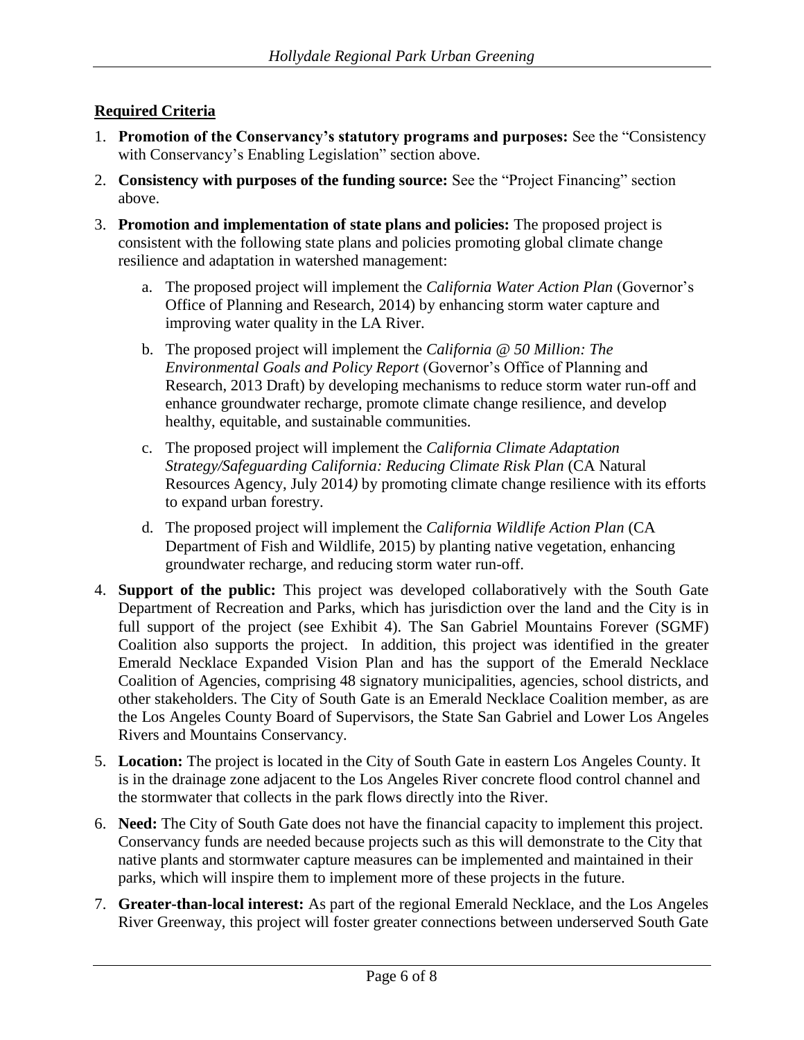**Required Criteria**

1. **Promotion of the Conservancy's statutory programs and purposes:** See the "Consistency with Conservancy's Enabling Legislation" section above.
2. **Consistency with purposes of the funding source:** See the "Project Financing" section above.
3. **Promotion and implementation of state plans and policies:** The proposed project is consistent with the following state plans and policies promoting global climate change resilience and adaptation in watershed management:
   a. The proposed project will implement the *California Water Action Plan* (Governor's Office of Planning and Research, 2014) by enhancing storm water capture and improving water quality in the LA River.
   b. The proposed project will implement the *California @ 50 Million: The Environmental Goals and Policy Report* (Governor's Office of Planning and Research, 2013 Draft) by developing mechanisms to reduce storm water run-off and enhance groundwater recharge, promote climate change resilience, and develop healthy, equitable, and sustainable communities.
   c. The proposed project will implement the *California Climate Adaptation Strategy/Safeguarding California: Reducing Climate Risk Plan* (CA Natural Resources Agency, July 2014*)* by promoting climate change resilience with its efforts to expand urban forestry.
   d. The proposed project will implement the *California Wildlife Action Plan* (CA Department of Fish and Wildlife, 2015) by planting native vegetation, enhancing groundwater recharge, and reducing storm water run-off.
4. **Support of the public:** This project was developed collaboratively with the South Gate Department of Recreation and Parks, which has jurisdiction over the land and the City is in full support of the project (see Exhibit 4). The San Gabriel Mountains Forever (SGMF) Coalition also supports the project. In addition, this project was identified in the greater Emerald Necklace Expanded Vision Plan and has the support of the Emerald Necklace Coalition of Agencies, comprising 48 signatory municipalities, agencies, school districts, and other stakeholders. The City of South Gate is an Emerald Necklace Coalition member, as are the Los Angeles County Board of Supervisors, the State San Gabriel and Lower Los Angeles Rivers and Mountains Conservancy.
5. **Location:** The project is located in the City of South Gate in eastern Los Angeles County. It is in the drainage zone adjacent to the Los Angeles River concrete flood control channel and the stormwater that collects in the park flows directly into the River.
6. **Need:** The City of South Gate does not have the financial capacity to implement this project. Conservancy funds are needed because projects such as this will demonstrate to the City that native plants and stormwater capture measures can be implemented and maintained in their parks, which will inspire them to implement more of these projects in the future.
7. **Greater-than-local interest:** As part of the regional Emerald Necklace, and the Los Angeles River Greenway, this project will foster greater connections between underserved South Gate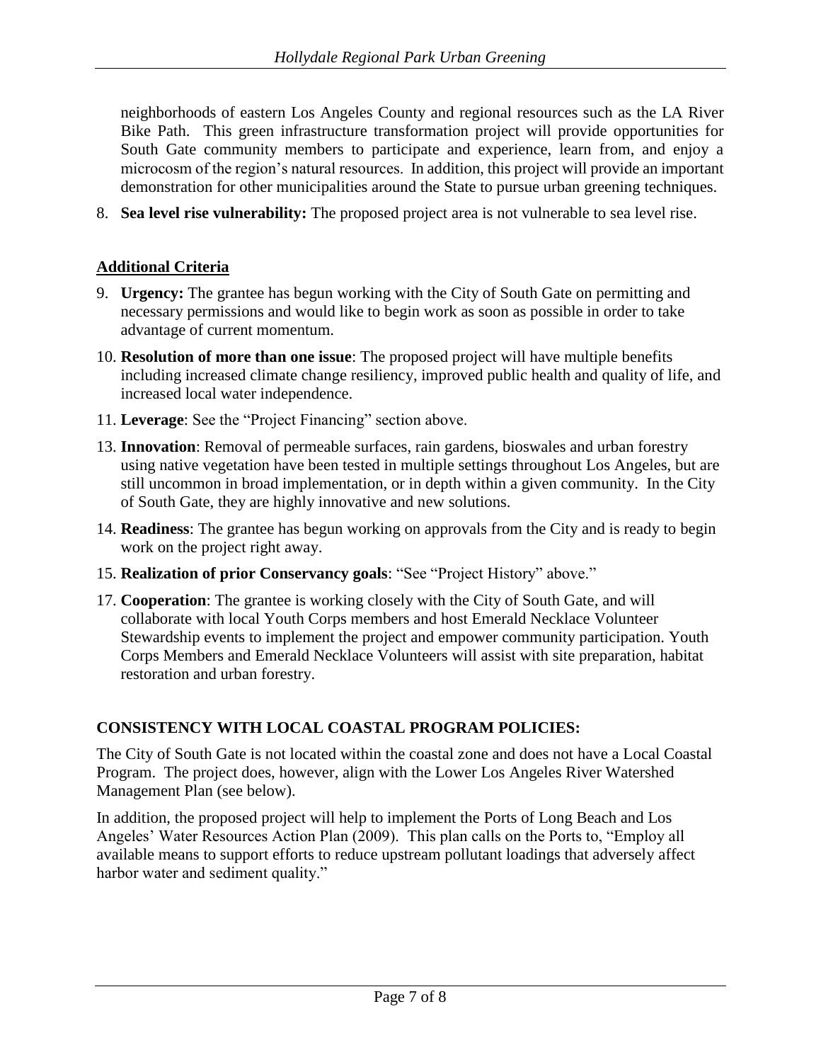neighborhoods of eastern Los Angeles County and regional resources such as the LA River Bike Path. This green infrastructure transformation project will provide opportunities for South Gate community members to participate and experience, learn from, and enjoy a microcosm of the region's natural resources. In addition, this project will provide an important demonstration for other municipalities around the State to pursue urban greening techniques.

8. **Sea level rise vulnerability:** The proposed project area is not vulnerable to sea level rise.

**Additional Criteria**

9. **Urgency:** The grantee has begun working with the City of South Gate on permitting and necessary permissions and would like to begin work as soon as possible in order to take advantage of current momentum.
10. **Resolution of more than one issue**: The proposed project will have multiple benefits including increased climate change resiliency, improved public health and quality of life, and increased local water independence.
11. **Leverage**: See the "Project Financing" section above.
13. **Innovation**: Removal of permeable surfaces, rain gardens, bioswales and urban forestry using native vegetation have been tested in multiple settings throughout Los Angeles, but are still uncommon in broad implementation, or in depth within a given community. In the City of South Gate, they are highly innovative and new solutions.
14. **Readiness**: The grantee has begun working on approvals from the City and is ready to begin work on the project right away.
15. **Realization of prior Conservancy goals**: "See "Project History" above."
17. **Cooperation**: The grantee is working closely with the City of South Gate, and will collaborate with local Youth Corps members and host Emerald Necklace Volunteer Stewardship events to implement the project and empower community participation. Youth Corps Members and Emerald Necklace Volunteers will assist with site preparation, habitat restoration and urban forestry.

## CONSISTENCY WITH LOCAL COASTAL PROGRAM POLICIES:

The City of South Gate is not located within the coastal zone and does not have a Local Coastal Program. The project does, however, align with the Lower Los Angeles River Watershed Management Plan (see below).

In addition, the proposed project will help to implement the Ports of Long Beach and Los Angeles' Water Resources Action Plan (2009). This plan calls on the Ports to, "Employ all available means to support efforts to reduce upstream pollutant loadings that adversely affect harbor water and sediment quality."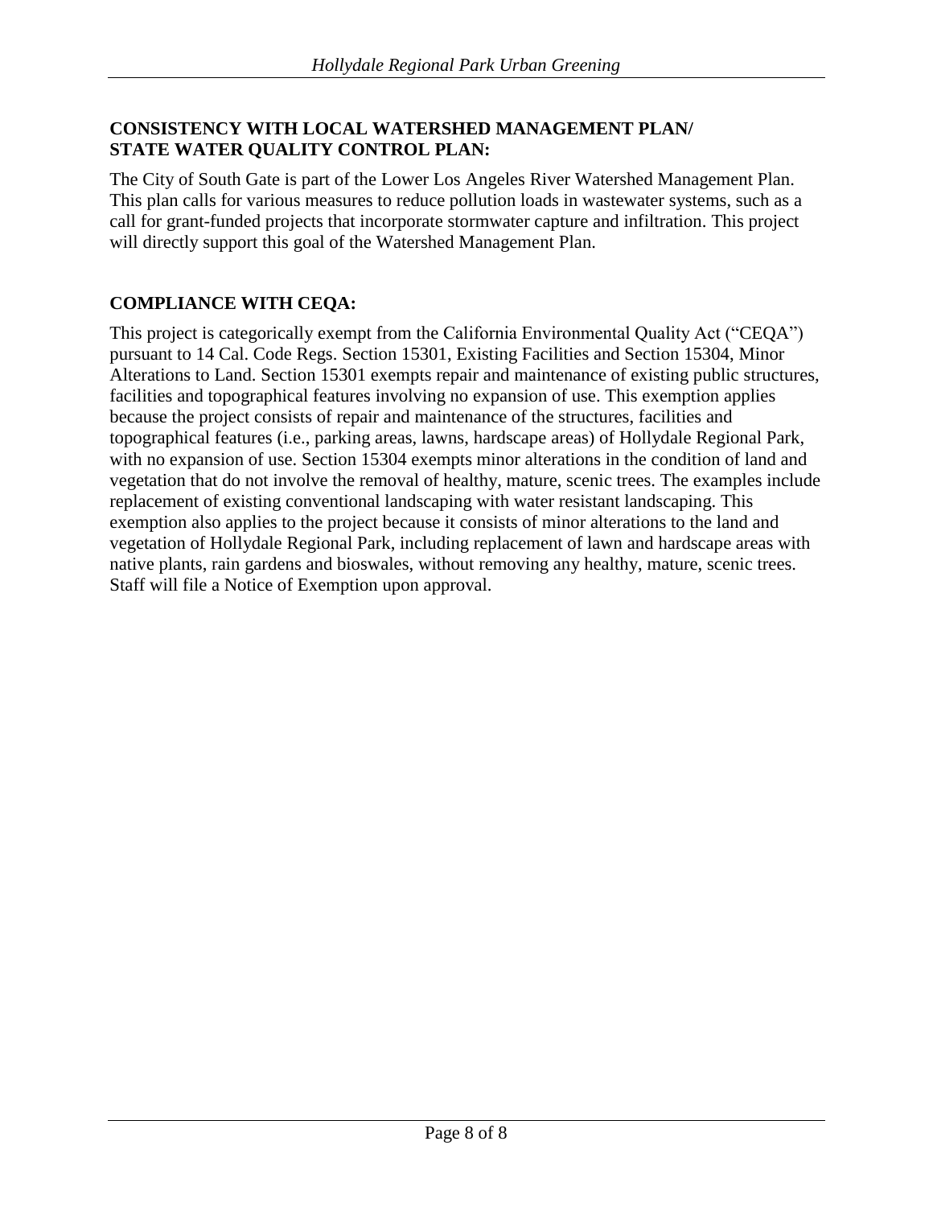## CONSISTENCY WITH LOCAL WATERSHED MANAGEMENT PLAN/ STATE WATER QUALITY CONTROL PLAN:

The City of South Gate is part of the Lower Los Angeles River Watershed Management Plan. This plan calls for various measures to reduce pollution loads in wastewater systems, such as a call for grant-funded projects that incorporate stormwater capture and infiltration. This project will directly support this goal of the Watershed Management Plan.

## COMPLIANCE WITH CEQA:

This project is categorically exempt from the California Environmental Quality Act ("CEQA") pursuant to 14 Cal. Code Regs. Section 15301, Existing Facilities and Section 15304, Minor Alterations to Land. Section 15301 exempts repair and maintenance of existing public structures, facilities and topographical features involving no expansion of use. This exemption applies because the project consists of repair and maintenance of the structures, facilities and topographical features (i.e., parking areas, lawns, hardscape areas) of Hollydale Regional Park, with no expansion of use. Section 15304 exempts minor alterations in the condition of land and vegetation that do not involve the removal of healthy, mature, scenic trees. The examples include replacement of existing conventional landscaping with water resistant landscaping. This exemption also applies to the project because it consists of minor alterations to the land and vegetation of Hollydale Regional Park, including replacement of lawn and hardscape areas with native plants, rain gardens and bioswales, without removing any healthy, mature, scenic trees. Staff will file a Notice of Exemption upon approval.